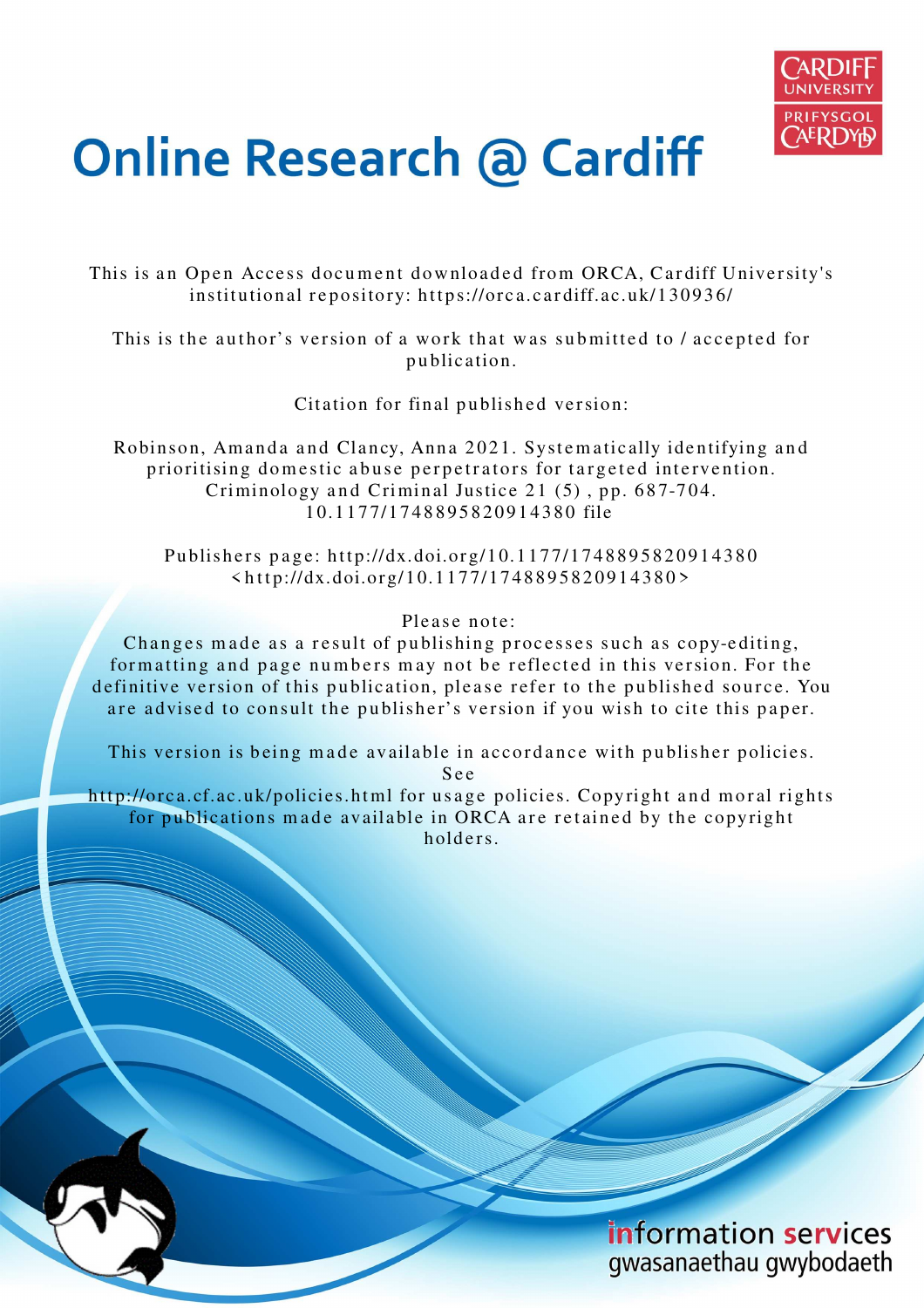# Online Research @ Cardiff

This is an Open Access document downloaded from ORCA, Cardiff University's institutional repository: https://orca.cardiff.ac.uk/130936/

This is the author's version of a work that was submitted to / accepted for publication.

Citation for final published version:

Robinson, Amanda and Clancy, Anna 2021. Systematically identifying and prioritising domestic abuse perpetrators for targeted intervention. Criminology and Criminal Justice 21 (5) , pp. 687-704. 10.1177/1748895820914380 file

Publishers page: http://dx.doi.org/10.1177/1748895820914380 <http://dx.doi.org/10.1177/1748895820914380>

Please note:
Changes made as a result of publishing processes such as copy-editing, formatting and page numbers may not be reflected in this version. For the definitive version of this publication, please refer to the published source. You are advised to consult the publisher's version if you wish to cite this paper.

This version is being made available in accordance with publisher policies. See
http://orca.cf.ac.uk/policies.html for usage policies. Copyright and moral rights for publications made available in ORCA are retained by the copyright holders.

information services
gwasanaethau gwybodaeth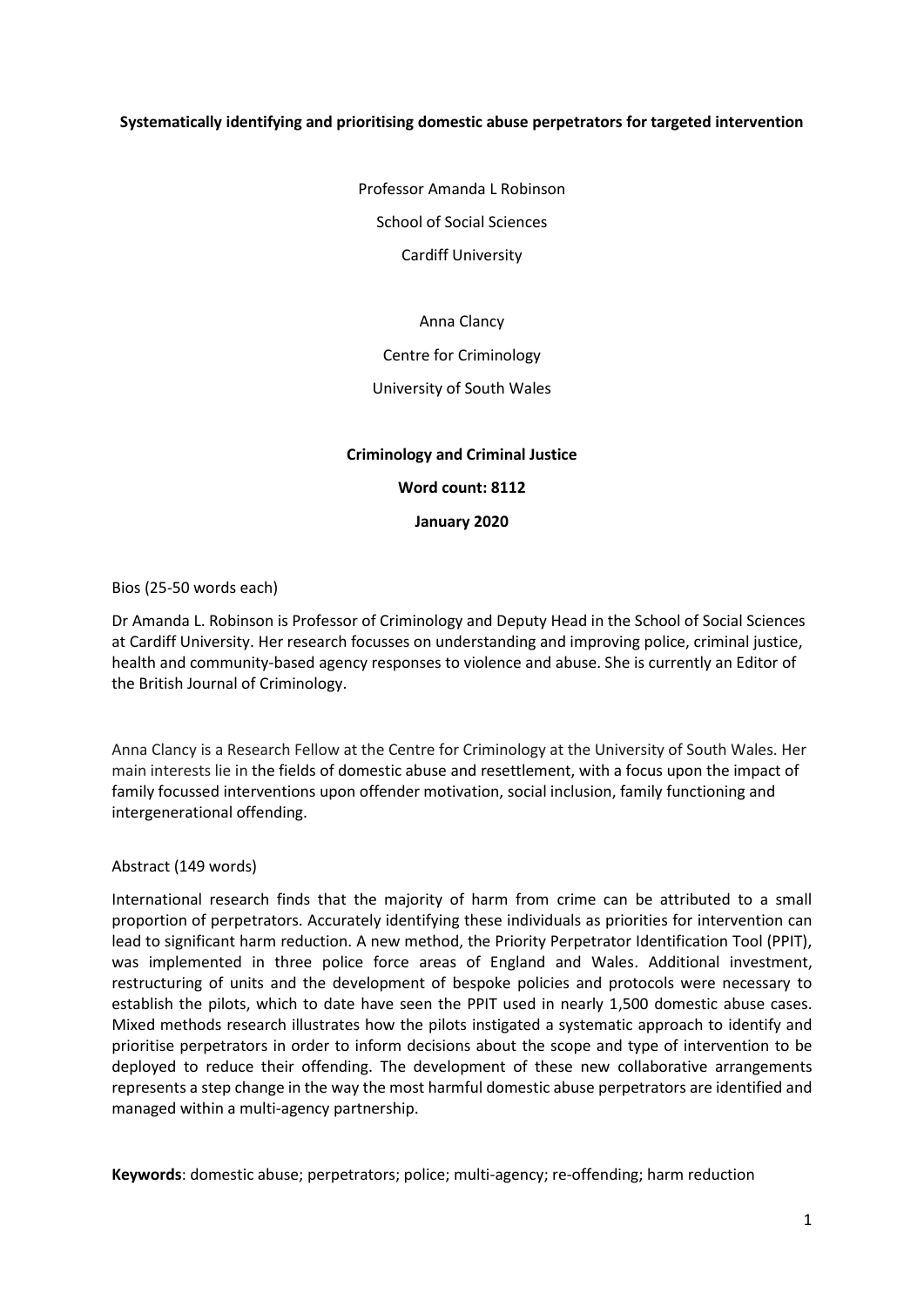**Systematically identifying and prioritising domestic abuse perpetrators for targeted intervention**

Professor Amanda L Robinson

School of Social Sciences

Cardiff University

Anna Clancy

Centre for Criminology

University of South Wales

**Criminology and Criminal Justice**

**Word count: 8112**

**January 2020**

Bios (25-50 words each)

Dr Amanda L. Robinson is Professor of Criminology and Deputy Head in the School of Social Sciences at Cardiff University. Her research focusses on understanding and improving police, criminal justice, health and community-based agency responses to violence and abuse. She is currently an Editor of the British Journal of Criminology.

Anna Clancy is a Research Fellow at the Centre for Criminology at the University of South Wales. Her main interests lie in the fields of domestic abuse and resettlement, with a focus upon the impact of family focussed interventions upon offender motivation, social inclusion, family functioning and intergenerational offending.

Abstract (149 words)

International research finds that the majority of harm from crime can be attributed to a small proportion of perpetrators. Accurately identifying these individuals as priorities for intervention can lead to significant harm reduction. A new method, the Priority Perpetrator Identification Tool (PPIT), was implemented in three police force areas of England and Wales. Additional investment, restructuring of units and the development of bespoke policies and protocols were necessary to establish the pilots, which to date have seen the PPIT used in nearly 1,500 domestic abuse cases. Mixed methods research illustrates how the pilots instigated a systematic approach to identify and prioritise perpetrators in order to inform decisions about the scope and type of intervention to be deployed to reduce their offending. The development of these new collaborative arrangements represents a step change in the way the most harmful domestic abuse perpetrators are identified and managed within a multi-agency partnership.

**Keywords**: domestic abuse; perpetrators; police; multi-agency; re-offending; harm reduction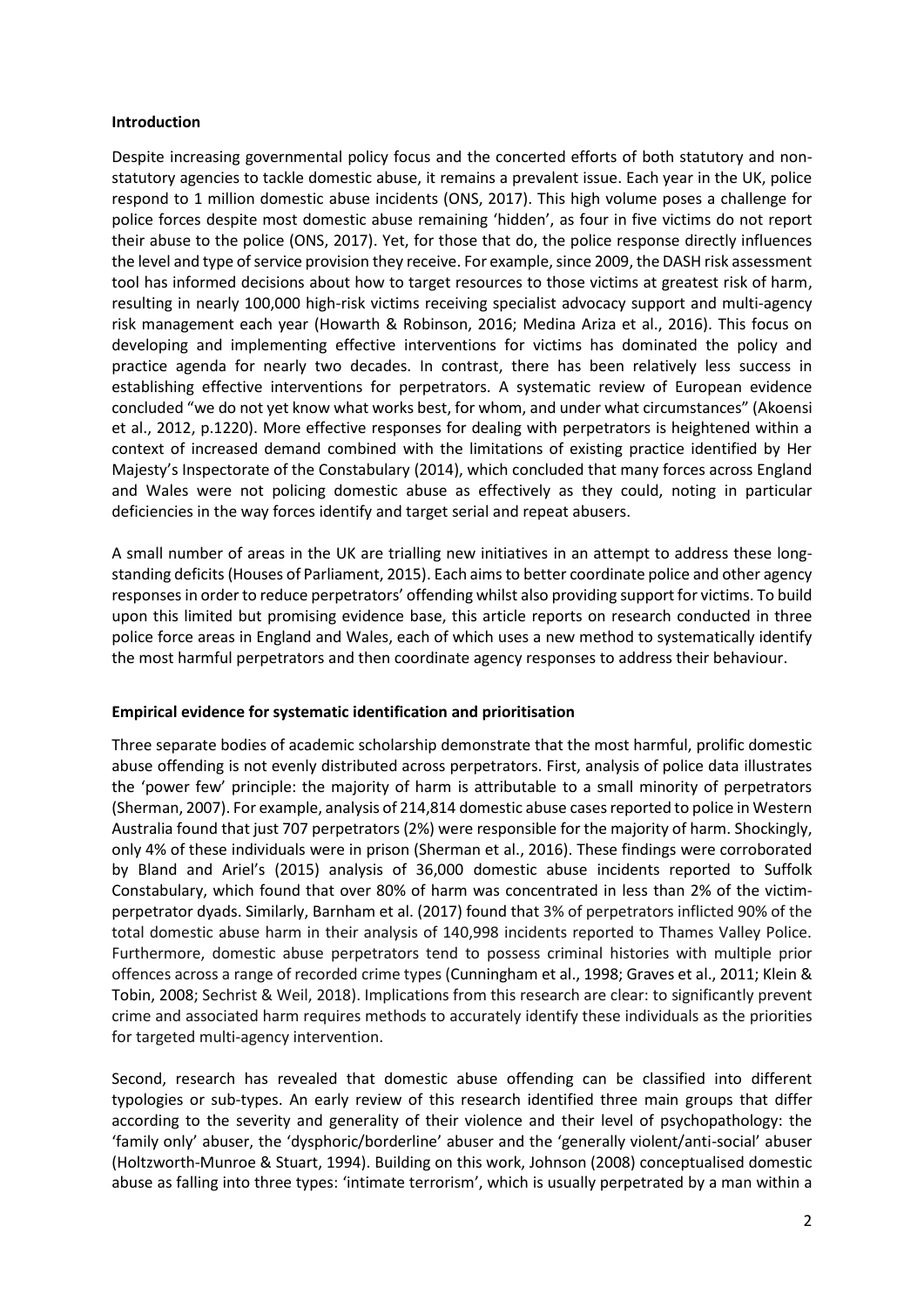**Introduction**

Despite increasing governmental policy focus and the concerted efforts of both statutory and non-statutory agencies to tackle domestic abuse, it remains a prevalent issue. Each year in the UK, police respond to 1 million domestic abuse incidents (ONS, 2017). This high volume poses a challenge for police forces despite most domestic abuse remaining 'hidden', as four in five victims do not report their abuse to the police (ONS, 2017). Yet, for those that do, the police response directly influences the level and type of service provision they receive. For example, since 2009, the DASH risk assessment tool has informed decisions about how to target resources to those victims at greatest risk of harm, resulting in nearly 100,000 high-risk victims receiving specialist advocacy support and multi-agency risk management each year (Howarth & Robinson, 2016; Medina Ariza et al., 2016). This focus on developing and implementing effective interventions for victims has dominated the policy and practice agenda for nearly two decades. In contrast, there has been relatively less success in establishing effective interventions for perpetrators. A systematic review of European evidence concluded "we do not yet know what works best, for whom, and under what circumstances" (Akoensi et al., 2012, p.1220). More effective responses for dealing with perpetrators is heightened within a context of increased demand combined with the limitations of existing practice identified by Her Majesty's Inspectorate of the Constabulary (2014), which concluded that many forces across England and Wales were not policing domestic abuse as effectively as they could, noting in particular deficiencies in the way forces identify and target serial and repeat abusers.

A small number of areas in the UK are trialling new initiatives in an attempt to address these long-standing deficits (Houses of Parliament, 2015). Each aims to better coordinate police and other agency responses in order to reduce perpetrators' offending whilst also providing support for victims. To build upon this limited but promising evidence base, this article reports on research conducted in three police force areas in England and Wales, each of which uses a new method to systematically identify the most harmful perpetrators and then coordinate agency responses to address their behaviour.

**Empirical evidence for systematic identification and prioritisation**

Three separate bodies of academic scholarship demonstrate that the most harmful, prolific domestic abuse offending is not evenly distributed across perpetrators. First, analysis of police data illustrates the 'power few' principle: the majority of harm is attributable to a small minority of perpetrators (Sherman, 2007). For example, analysis of 214,814 domestic abuse cases reported to police in Western Australia found that just 707 perpetrators (2%) were responsible for the majority of harm. Shockingly, only 4% of these individuals were in prison (Sherman et al., 2016). These findings were corroborated by Bland and Ariel's (2015) analysis of 36,000 domestic abuse incidents reported to Suffolk Constabulary, which found that over 80% of harm was concentrated in less than 2% of the victim-perpetrator dyads. Similarly, Barnham et al. (2017) found that 3% of perpetrators inflicted 90% of the total domestic abuse harm in their analysis of 140,998 incidents reported to Thames Valley Police. Furthermore, domestic abuse perpetrators tend to possess criminal histories with multiple prior offences across a range of recorded crime types (Cunningham et al., 1998; Graves et al., 2011; Klein & Tobin, 2008; Sechrist & Weil, 2018). Implications from this research are clear: to significantly prevent crime and associated harm requires methods to accurately identify these individuals as the priorities for targeted multi-agency intervention.

Second, research has revealed that domestic abuse offending can be classified into different typologies or sub-types. An early review of this research identified three main groups that differ according to the severity and generality of their violence and their level of psychopathology: the 'family only' abuser, the 'dysphoric/borderline' abuser and the 'generally violent/anti-social' abuser (Holtzworth-Munroe & Stuart, 1994). Building on this work, Johnson (2008) conceptualised domestic abuse as falling into three types: 'intimate terrorism', which is usually perpetrated by a man within a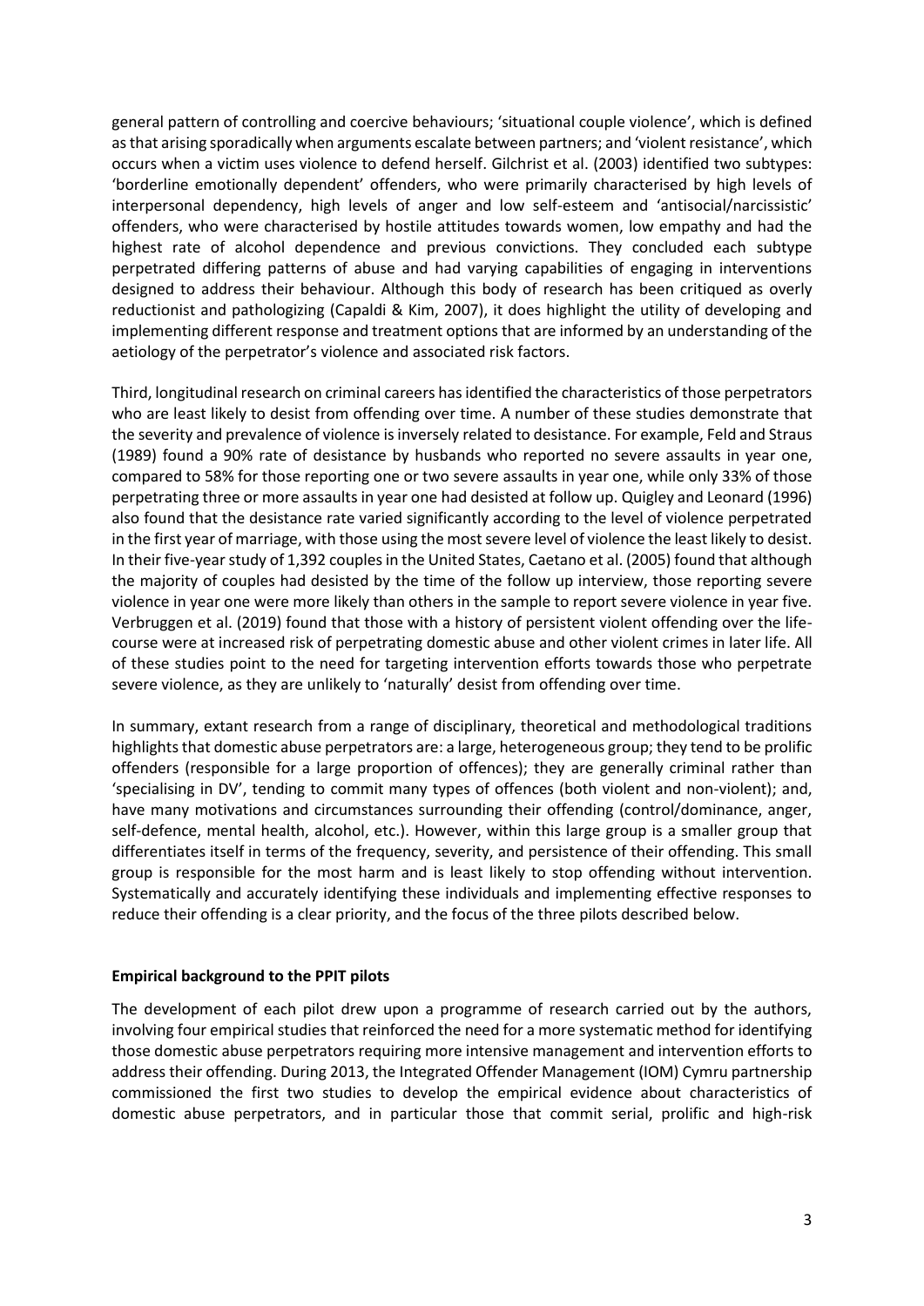general pattern of controlling and coercive behaviours; 'situational couple violence', which is defined as that arising sporadically when arguments escalate between partners; and 'violent resistance', which occurs when a victim uses violence to defend herself. Gilchrist et al. (2003) identified two subtypes: 'borderline emotionally dependent' offenders, who were primarily characterised by high levels of interpersonal dependency, high levels of anger and low self-esteem and 'antisocial/narcissistic' offenders, who were characterised by hostile attitudes towards women, low empathy and had the highest rate of alcohol dependence and previous convictions. They concluded each subtype perpetrated differing patterns of abuse and had varying capabilities of engaging in interventions designed to address their behaviour. Although this body of research has been critiqued as overly reductionist and pathologizing (Capaldi & Kim, 2007), it does highlight the utility of developing and implementing different response and treatment options that are informed by an understanding of the aetiology of the perpetrator's violence and associated risk factors.

Third, longitudinal research on criminal careers has identified the characteristics of those perpetrators who are least likely to desist from offending over time. A number of these studies demonstrate that the severity and prevalence of violence is inversely related to desistance. For example, Feld and Straus (1989) found a 90% rate of desistance by husbands who reported no severe assaults in year one, compared to 58% for those reporting one or two severe assaults in year one, while only 33% of those perpetrating three or more assaults in year one had desisted at follow up. Quigley and Leonard (1996) also found that the desistance rate varied significantly according to the level of violence perpetrated in the first year of marriage, with those using the most severe level of violence the least likely to desist. In their five-year study of 1,392 couples in the United States, Caetano et al. (2005) found that although the majority of couples had desisted by the time of the follow up interview, those reporting severe violence in year one were more likely than others in the sample to report severe violence in year five. Verbruggen et al. (2019) found that those with a history of persistent violent offending over the life-course were at increased risk of perpetrating domestic abuse and other violent crimes in later life. All of these studies point to the need for targeting intervention efforts towards those who perpetrate severe violence, as they are unlikely to 'naturally' desist from offending over time.

In summary, extant research from a range of disciplinary, theoretical and methodological traditions highlights that domestic abuse perpetrators are: a large, heterogeneous group; they tend to be prolific offenders (responsible for a large proportion of offences); they are generally criminal rather than 'specialising in DV', tending to commit many types of offences (both violent and non-violent); and, have many motivations and circumstances surrounding their offending (control/dominance, anger, self-defence, mental health, alcohol, etc.). However, within this large group is a smaller group that differentiates itself in terms of the frequency, severity, and persistence of their offending. This small group is responsible for the most harm and is least likely to stop offending without intervention. Systematically and accurately identifying these individuals and implementing effective responses to reduce their offending is a clear priority, and the focus of the three pilots described below.

**Empirical background to the PPIT pilots**

The development of each pilot drew upon a programme of research carried out by the authors, involving four empirical studies that reinforced the need for a more systematic method for identifying those domestic abuse perpetrators requiring more intensive management and intervention efforts to address their offending. During 2013, the Integrated Offender Management (IOM) Cymru partnership commissioned the first two studies to develop the empirical evidence about characteristics of domestic abuse perpetrators, and in particular those that commit serial, prolific and high-risk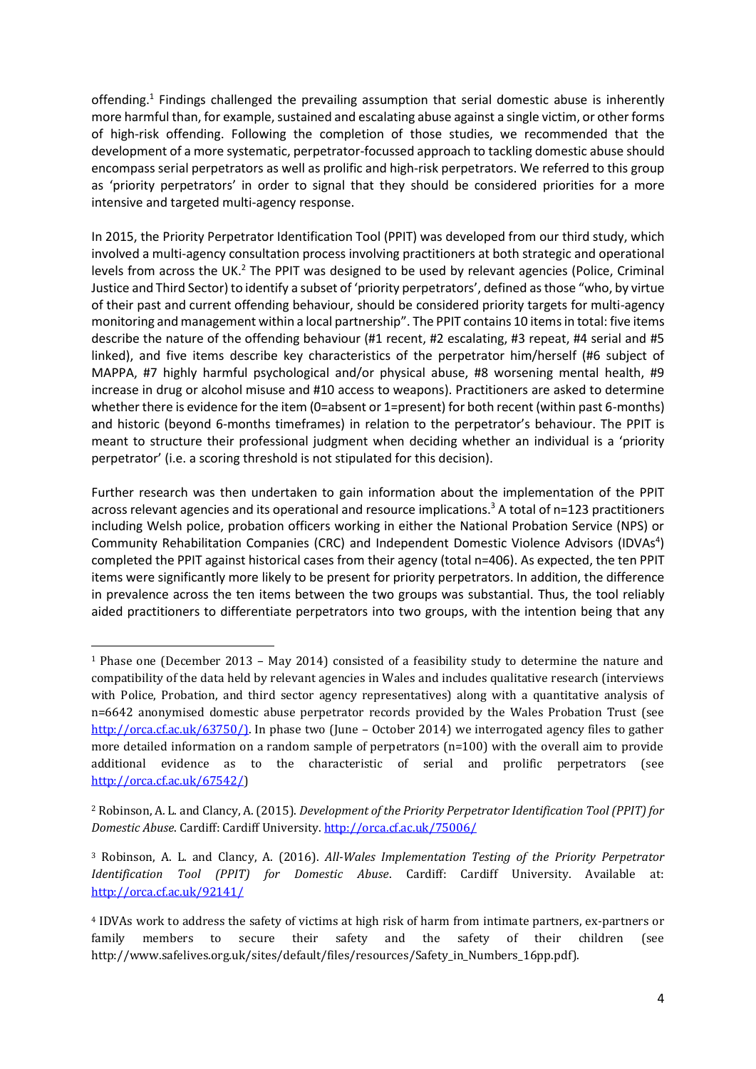offending.[1] Findings challenged the prevailing assumption that serial domestic abuse is inherently more harmful than, for example, sustained and escalating abuse against a single victim, or other forms of high-risk offending. Following the completion of those studies, we recommended that the development of a more systematic, perpetrator-focussed approach to tackling domestic abuse should encompass serial perpetrators as well as prolific and high-risk perpetrators. We referred to this group as 'priority perpetrators' in order to signal that they should be considered priorities for a more intensive and targeted multi-agency response.

In 2015, the Priority Perpetrator Identification Tool (PPIT) was developed from our third study, which involved a multi-agency consultation process involving practitioners at both strategic and operational levels from across the UK.[2] The PPIT was designed to be used by relevant agencies (Police, Criminal Justice and Third Sector) to identify a subset of 'priority perpetrators', defined as those "who, by virtue of their past and current offending behaviour, should be considered priority targets for multi-agency monitoring and management within a local partnership". The PPIT contains 10 items in total: five items describe the nature of the offending behaviour (#1 recent, #2 escalating, #3 repeat, #4 serial and #5 linked), and five items describe key characteristics of the perpetrator him/herself (#6 subject of MAPPA, #7 highly harmful psychological and/or physical abuse, #8 worsening mental health, #9 increase in drug or alcohol misuse and #10 access to weapons). Practitioners are asked to determine whether there is evidence for the item (0=absent or 1=present) for both recent (within past 6-months) and historic (beyond 6-months timeframes) in relation to the perpetrator's behaviour. The PPIT is meant to structure their professional judgment when deciding whether an individual is a 'priority perpetrator' (i.e. a scoring threshold is not stipulated for this decision).

Further research was then undertaken to gain information about the implementation of the PPIT across relevant agencies and its operational and resource implications.[3] A total of n=123 practitioners including Welsh police, probation officers working in either the National Probation Service (NPS) or Community Rehabilitation Companies (CRC) and Independent Domestic Violence Advisors (IDVAs[4]) completed the PPIT against historical cases from their agency (total n=406). As expected, the ten PPIT items were significantly more likely to be present for priority perpetrators. In addition, the difference in prevalence across the ten items between the two groups was substantial. Thus, the tool reliably aided practitioners to differentiate perpetrators into two groups, with the intention being that any

---

[1] Phase one (December 2013 – May 2014) consisted of a feasibility study to determine the nature and compatibility of the data held by relevant agencies in Wales and includes qualitative research (interviews with Police, Probation, and third sector agency representatives) along with a quantitative analysis of n=6642 anonymised domestic abuse perpetrator records provided by the Wales Probation Trust (see http://orca.cf.ac.uk/63750/). In phase two (June – October 2014) we interrogated agency files to gather more detailed information on a random sample of perpetrators (n=100) with the overall aim to provide additional evidence as to the characteristic of serial and prolific perpetrators (see http://orca.cf.ac.uk/67542/)

[2] Robinson, A. L. and Clancy, A. (2015). *Development of the Priority Perpetrator Identification Tool (PPIT) for Domestic Abuse*. Cardiff: Cardiff University. http://orca.cf.ac.uk/75006/

[3] Robinson, A. L. and Clancy, A. (2016). *All-Wales Implementation Testing of the Priority Perpetrator Identification Tool (PPIT) for Domestic Abuse*. Cardiff: Cardiff University. Available at: http://orca.cf.ac.uk/92141/

[4] IDVAs work to address the safety of victims at high risk of harm from intimate partners, ex-partners or family members to secure their safety and the safety of their children (see http://www.safelives.org.uk/sites/default/files/resources/Safety_in_Numbers_16pp.pdf).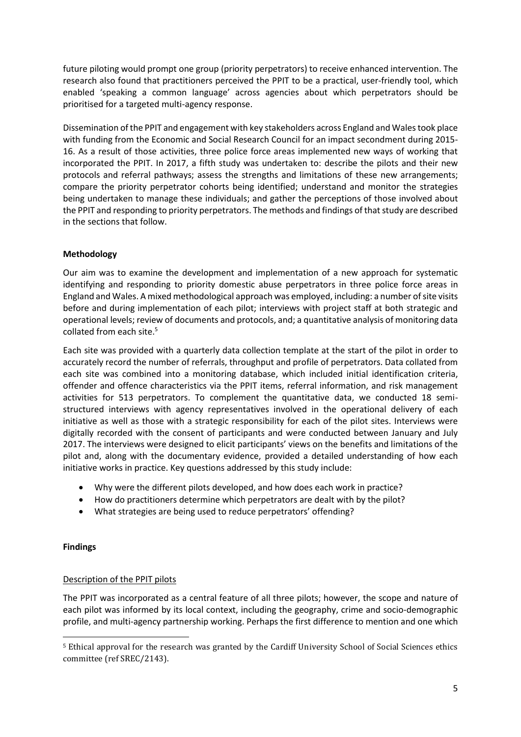future piloting would prompt one group (priority perpetrators) to receive enhanced intervention. The research also found that practitioners perceived the PPIT to be a practical, user-friendly tool, which enabled 'speaking a common language' across agencies about which perpetrators should be prioritised for a targeted multi-agency response.

Dissemination of the PPIT and engagement with key stakeholders across England and Wales took place with funding from the Economic and Social Research Council for an impact secondment during 2015-16. As a result of those activities, three police force areas implemented new ways of working that incorporated the PPIT. In 2017, a fifth study was undertaken to: describe the pilots and their new protocols and referral pathways; assess the strengths and limitations of these new arrangements; compare the priority perpetrator cohorts being identified; understand and monitor the strategies being undertaken to manage these individuals; and gather the perceptions of those involved about the PPIT and responding to priority perpetrators. The methods and findings of that study are described in the sections that follow.

**Methodology**

Our aim was to examine the development and implementation of a new approach for systematic identifying and responding to priority domestic abuse perpetrators in three police force areas in England and Wales. A mixed methodological approach was employed, including: a number of site visits before and during implementation of each pilot; interviews with project staff at both strategic and operational levels; review of documents and protocols, and; a quantitative analysis of monitoring data collated from each site.[5]

Each site was provided with a quarterly data collection template at the start of the pilot in order to accurately record the number of referrals, throughput and profile of perpetrators. Data collated from each site was combined into a monitoring database, which included initial identification criteria, offender and offence characteristics via the PPIT items, referral information, and risk management activities for 513 perpetrators. To complement the quantitative data, we conducted 18 semi-structured interviews with agency representatives involved in the operational delivery of each initiative as well as those with a strategic responsibility for each of the pilot sites. Interviews were digitally recorded with the consent of participants and were conducted between January and July 2017. The interviews were designed to elicit participants' views on the benefits and limitations of the pilot and, along with the documentary evidence, provided a detailed understanding of how each initiative works in practice. Key questions addressed by this study include:

- Why were the different pilots developed, and how does each work in practice?
- How do practitioners determine which perpetrators are dealt with by the pilot?
- What strategies are being used to reduce perpetrators' offending?

**Findings**

Description of the PPIT pilots

The PPIT was incorporated as a central feature of all three pilots; however, the scope and nature of each pilot was informed by its local context, including the geography, crime and socio-demographic profile, and multi-agency partnership working. Perhaps the first difference to mention and one which

[5] Ethical approval for the research was granted by the Cardiff University School of Social Sciences ethics committee (ref SREC/2143).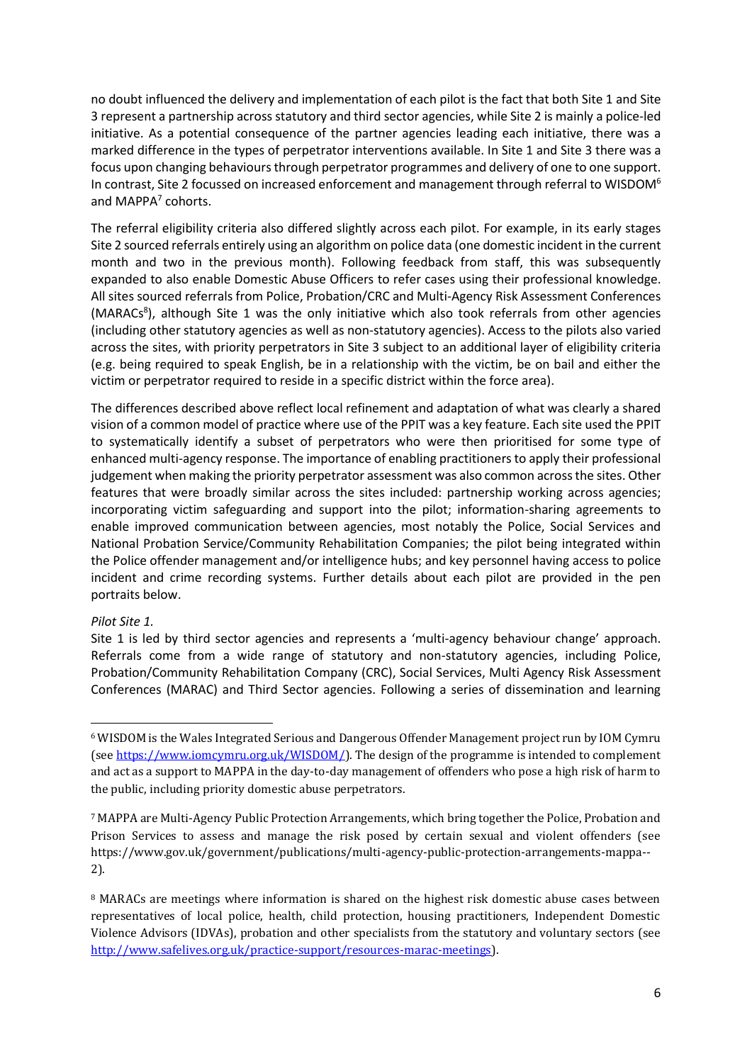no doubt influenced the delivery and implementation of each pilot is the fact that both Site 1 and Site 3 represent a partnership across statutory and third sector agencies, while Site 2 is mainly a police-led initiative. As a potential consequence of the partner agencies leading each initiative, there was a marked difference in the types of perpetrator interventions available. In Site 1 and Site 3 there was a focus upon changing behaviours through perpetrator programmes and delivery of one to one support. In contrast, Site 2 focussed on increased enforcement and management through referral to WISDOM[6] and MAPPA[7] cohorts.

The referral eligibility criteria also differed slightly across each pilot. For example, in its early stages Site 2 sourced referrals entirely using an algorithm on police data (one domestic incident in the current month and two in the previous month). Following feedback from staff, this was subsequently expanded to also enable Domestic Abuse Officers to refer cases using their professional knowledge. All sites sourced referrals from Police, Probation/CRC and Multi-Agency Risk Assessment Conferences (MARACs[8]), although Site 1 was the only initiative which also took referrals from other agencies (including other statutory agencies as well as non-statutory agencies). Access to the pilots also varied across the sites, with priority perpetrators in Site 3 subject to an additional layer of eligibility criteria (e.g. being required to speak English, be in a relationship with the victim, be on bail and either the victim or perpetrator required to reside in a specific district within the force area).

The differences described above reflect local refinement and adaptation of what was clearly a shared vision of a common model of practice where use of the PPIT was a key feature. Each site used the PPIT to systematically identify a subset of perpetrators who were then prioritised for some type of enhanced multi-agency response. The importance of enabling practitioners to apply their professional judgement when making the priority perpetrator assessment was also common across the sites. Other features that were broadly similar across the sites included: partnership working across agencies; incorporating victim safeguarding and support into the pilot; information-sharing agreements to enable improved communication between agencies, most notably the Police, Social Services and National Probation Service/Community Rehabilitation Companies; the pilot being integrated within the Police offender management and/or intelligence hubs; and key personnel having access to police incident and crime recording systems. Further details about each pilot are provided in the pen portraits below.

*Pilot Site 1.*

Site 1 is led by third sector agencies and represents a 'multi-agency behaviour change' approach. Referrals come from a wide range of statutory and non-statutory agencies, including Police, Probation/Community Rehabilitation Company (CRC), Social Services, Multi Agency Risk Assessment Conferences (MARAC) and Third Sector agencies. Following a series of dissemination and learning

---

[6] WISDOM is the Wales Integrated Serious and Dangerous Offender Management project run by IOM Cymru (see https://www.iomcymru.org.uk/WISDOM/). The design of the programme is intended to complement and act as a support to MAPPA in the day-to-day management of offenders who pose a high risk of harm to the public, including priority domestic abuse perpetrators.

[7] MAPPA are Multi-Agency Public Protection Arrangements, which bring together the Police, Probation and Prison Services to assess and manage the risk posed by certain sexual and violent offenders (see https://www.gov.uk/government/publications/multi-agency-public-protection-arrangements-mappa--2).

[8] MARACs are meetings where information is shared on the highest risk domestic abuse cases between representatives of local police, health, child protection, housing practitioners, Independent Domestic Violence Advisors (IDVAs), probation and other specialists from the statutory and voluntary sectors (see http://www.safelives.org.uk/practice-support/resources-marac-meetings).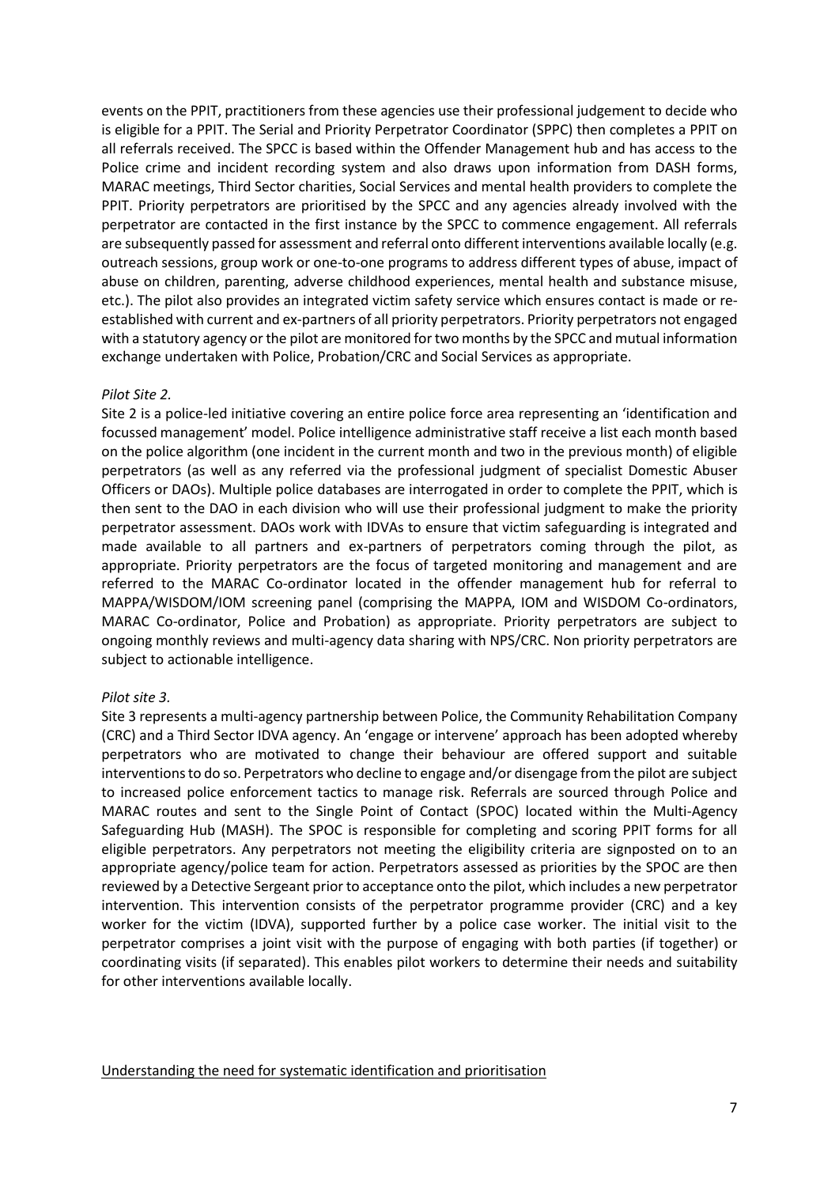events on the PPIT, practitioners from these agencies use their professional judgement to decide who is eligible for a PPIT. The Serial and Priority Perpetrator Coordinator (SPPC) then completes a PPIT on all referrals received. The SPCC is based within the Offender Management hub and has access to the Police crime and incident recording system and also draws upon information from DASH forms, MARAC meetings, Third Sector charities, Social Services and mental health providers to complete the PPIT. Priority perpetrators are prioritised by the SPCC and any agencies already involved with the perpetrator are contacted in the first instance by the SPCC to commence engagement. All referrals are subsequently passed for assessment and referral onto different interventions available locally (e.g. outreach sessions, group work or one-to-one programs to address different types of abuse, impact of abuse on children, parenting, adverse childhood experiences, mental health and substance misuse, etc.). The pilot also provides an integrated victim safety service which ensures contact is made or re-established with current and ex-partners of all priority perpetrators. Priority perpetrators not engaged with a statutory agency or the pilot are monitored for two months by the SPCC and mutual information exchange undertaken with Police, Probation/CRC and Social Services as appropriate.

*Pilot Site 2.*

Site 2 is a police-led initiative covering an entire police force area representing an 'identification and focussed management' model. Police intelligence administrative staff receive a list each month based on the police algorithm (one incident in the current month and two in the previous month) of eligible perpetrators (as well as any referred via the professional judgment of specialist Domestic Abuser Officers or DAOs). Multiple police databases are interrogated in order to complete the PPIT, which is then sent to the DAO in each division who will use their professional judgment to make the priority perpetrator assessment. DAOs work with IDVAs to ensure that victim safeguarding is integrated and made available to all partners and ex-partners of perpetrators coming through the pilot, as appropriate. Priority perpetrators are the focus of targeted monitoring and management and are referred to the MARAC Co-ordinator located in the offender management hub for referral to MAPPA/WISDOM/IOM screening panel (comprising the MAPPA, IOM and WISDOM Co-ordinators, MARAC Co-ordinator, Police and Probation) as appropriate. Priority perpetrators are subject to ongoing monthly reviews and multi-agency data sharing with NPS/CRC. Non priority perpetrators are subject to actionable intelligence.

*Pilot site 3.*

Site 3 represents a multi-agency partnership between Police, the Community Rehabilitation Company (CRC) and a Third Sector IDVA agency. An 'engage or intervene' approach has been adopted whereby perpetrators who are motivated to change their behaviour are offered support and suitable interventions to do so. Perpetrators who decline to engage and/or disengage from the pilot are subject to increased police enforcement tactics to manage risk. Referrals are sourced through Police and MARAC routes and sent to the Single Point of Contact (SPOC) located within the Multi-Agency Safeguarding Hub (MASH). The SPOC is responsible for completing and scoring PPIT forms for all eligible perpetrators. Any perpetrators not meeting the eligibility criteria are signposted on to an appropriate agency/police team for action. Perpetrators assessed as priorities by the SPOC are then reviewed by a Detective Sergeant prior to acceptance onto the pilot, which includes a new perpetrator intervention. This intervention consists of the perpetrator programme provider (CRC) and a key worker for the victim (IDVA), supported further by a police case worker. The initial visit to the perpetrator comprises a joint visit with the purpose of engaging with both parties (if together) or coordinating visits (if separated). This enables pilot workers to determine their needs and suitability for other interventions available locally.

Understanding the need for systematic identification and prioritisation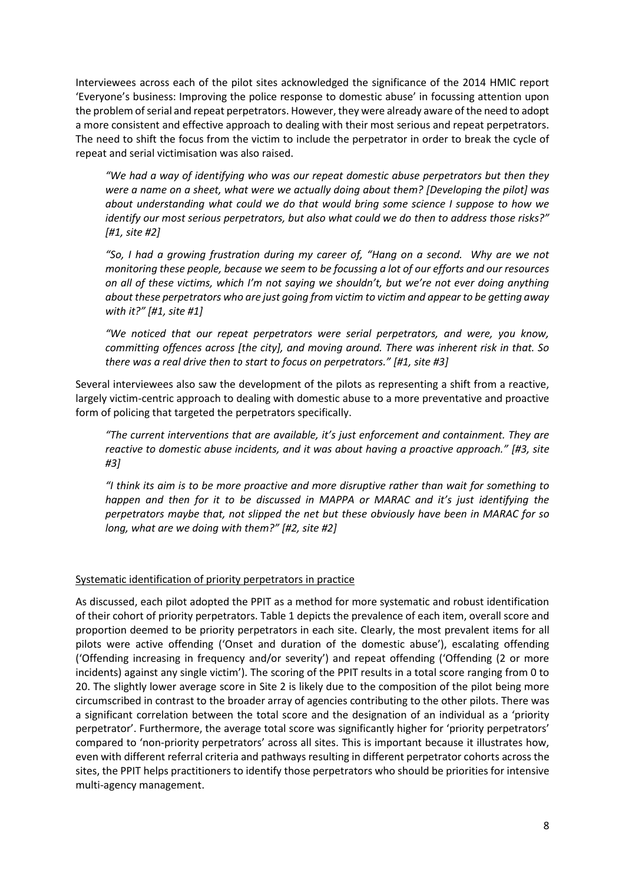Interviewees across each of the pilot sites acknowledged the significance of the 2014 HMIC report 'Everyone's business: Improving the police response to domestic abuse' in focussing attention upon the problem of serial and repeat perpetrators. However, they were already aware of the need to adopt a more consistent and effective approach to dealing with their most serious and repeat perpetrators. The need to shift the focus from the victim to include the perpetrator in order to break the cycle of repeat and serial victimisation was also raised.

> *"We had a way of identifying who was our repeat domestic abuse perpetrators but then they were a name on a sheet, what were we actually doing about them? [Developing the pilot] was about understanding what could we do that would bring some science I suppose to how we identify our most serious perpetrators, but also what could we do then to address those risks?" [#1, site #2]*

> *"So, I had a growing frustration during my career of, "Hang on a second. Why are we not monitoring these people, because we seem to be focussing a lot of our efforts and our resources on all of these victims, which I'm not saying we shouldn't, but we're not ever doing anything about these perpetrators who are just going from victim to victim and appear to be getting away with it?" [#1, site #1]*

> *"We noticed that our repeat perpetrators were serial perpetrators, and were, you know, committing offences across [the city], and moving around. There was inherent risk in that. So there was a real drive then to start to focus on perpetrators." [#1, site #3]*

Several interviewees also saw the development of the pilots as representing a shift from a reactive, largely victim-centric approach to dealing with domestic abuse to a more preventative and proactive form of policing that targeted the perpetrators specifically.

> *"The current interventions that are available, it's just enforcement and containment. They are reactive to domestic abuse incidents, and it was about having a proactive approach." [#3, site #3]*

> *"I think its aim is to be more proactive and more disruptive rather than wait for something to happen and then for it to be discussed in MAPPA or MARAC and it's just identifying the perpetrators maybe that, not slipped the net but these obviously have been in MARAC for so long, what are we doing with them?" [#2, site #2]*

## Systematic identification of priority perpetrators in practice

As discussed, each pilot adopted the PPIT as a method for more systematic and robust identification of their cohort of priority perpetrators. Table 1 depicts the prevalence of each item, overall score and proportion deemed to be priority perpetrators in each site. Clearly, the most prevalent items for all pilots were active offending ('Onset and duration of the domestic abuse'), escalating offending ('Offending increasing in frequency and/or severity') and repeat offending ('Offending (2 or more incidents) against any single victim'). The scoring of the PPIT results in a total score ranging from 0 to 20. The slightly lower average score in Site 2 is likely due to the composition of the pilot being more circumscribed in contrast to the broader array of agencies contributing to the other pilots. There was a significant correlation between the total score and the designation of an individual as a 'priority perpetrator'. Furthermore, the average total score was significantly higher for 'priority perpetrators' compared to 'non-priority perpetrators' across all sites. This is important because it illustrates how, even with different referral criteria and pathways resulting in different perpetrator cohorts across the sites, the PPIT helps practitioners to identify those perpetrators who should be priorities for intensive multi-agency management.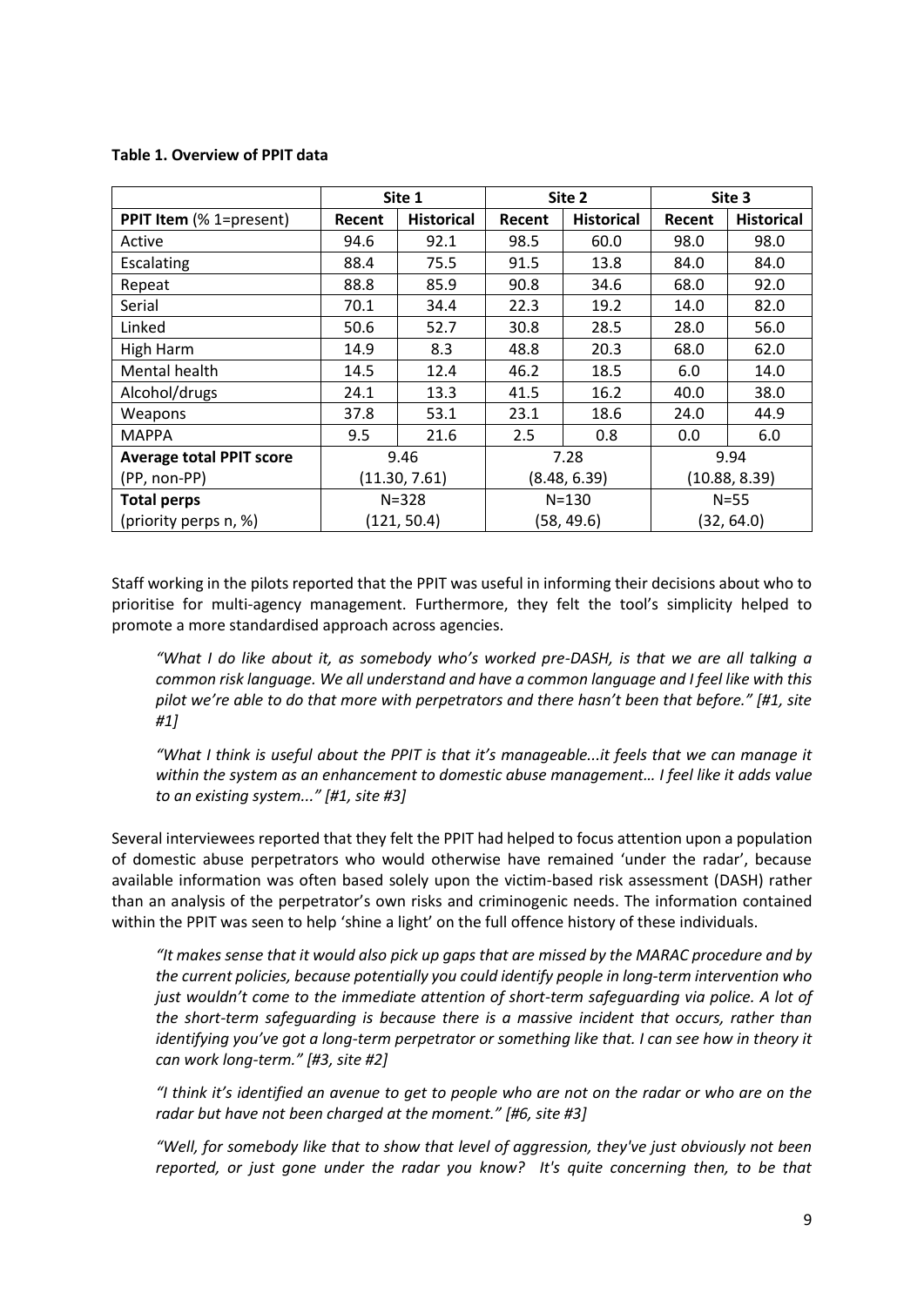**Table 1. Overview of PPIT data**

| | Site 1 | | Site 2 | | Site 3 | |
|---|---|---|---|---|---|---|
| **PPIT Item** (% 1=present) | **Recent** | **Historical** | **Recent** | **Historical** | **Recent** | **Historical** |
| Active | 94.6 | 92.1 | 98.5 | 60.0 | 98.0 | 98.0 |
| Escalating | 88.4 | 75.5 | 91.5 | 13.8 | 84.0 | 84.0 |
| Repeat | 88.8 | 85.9 | 90.8 | 34.6 | 68.0 | 92.0 |
| Serial | 70.1 | 34.4 | 22.3 | 19.2 | 14.0 | 82.0 |
| Linked | 50.6 | 52.7 | 30.8 | 28.5 | 28.0 | 56.0 |
| High Harm | 14.9 | 8.3 | 48.8 | 20.3 | 68.0 | 62.0 |
| Mental health | 14.5 | 12.4 | 46.2 | 18.5 | 6.0 | 14.0 |
| Alcohol/drugs | 24.1 | 13.3 | 41.5 | 16.2 | 40.0 | 38.0 |
| Weapons | 37.8 | 53.1 | 23.1 | 18.6 | 24.0 | 44.9 |
| MAPPA | 9.5 | 21.6 | 2.5 | 0.8 | 0.0 | 6.0 |
| **Average total PPIT score** (PP, non-PP) | 9.46 (11.30, 7.61) | | 7.28 (8.48, 6.39) | | 9.94 (10.88, 8.39) | |
| **Total perps** (priority perps n, %) | N=328 (121, 50.4) | | N=130 (58, 49.6) | | N=55 (32, 64.0) | |

Staff working in the pilots reported that the PPIT was useful in informing their decisions about who to prioritise for multi-agency management. Furthermore, they felt the tool's simplicity helped to promote a more standardised approach across agencies.

> *"What I do like about it, as somebody who's worked pre-DASH, is that we are all talking a common risk language. We all understand and have a common language and I feel like with this pilot we're able to do that more with perpetrators and there hasn't been that before." [#1, site #1]*

> *"What I think is useful about the PPIT is that it's manageable...it feels that we can manage it within the system as an enhancement to domestic abuse management… I feel like it adds value to an existing system..." [#1, site #3]*

Several interviewees reported that they felt the PPIT had helped to focus attention upon a population of domestic abuse perpetrators who would otherwise have remained 'under the radar', because available information was often based solely upon the victim-based risk assessment (DASH) rather than an analysis of the perpetrator's own risks and criminogenic needs. The information contained within the PPIT was seen to help 'shine a light' on the full offence history of these individuals.

> *"It makes sense that it would also pick up gaps that are missed by the MARAC procedure and by the current policies, because potentially you could identify people in long-term intervention who just wouldn't come to the immediate attention of short-term safeguarding via police. A lot of the short-term safeguarding is because there is a massive incident that occurs, rather than identifying you've got a long-term perpetrator or something like that. I can see how in theory it can work long-term." [#3, site #2]*

> *"I think it's identified an avenue to get to people who are not on the radar or who are on the radar but have not been charged at the moment." [#6, site #3]*

> *"Well, for somebody like that to show that level of aggression, they've just obviously not been reported, or just gone under the radar you know? It's quite concerning then, to be that*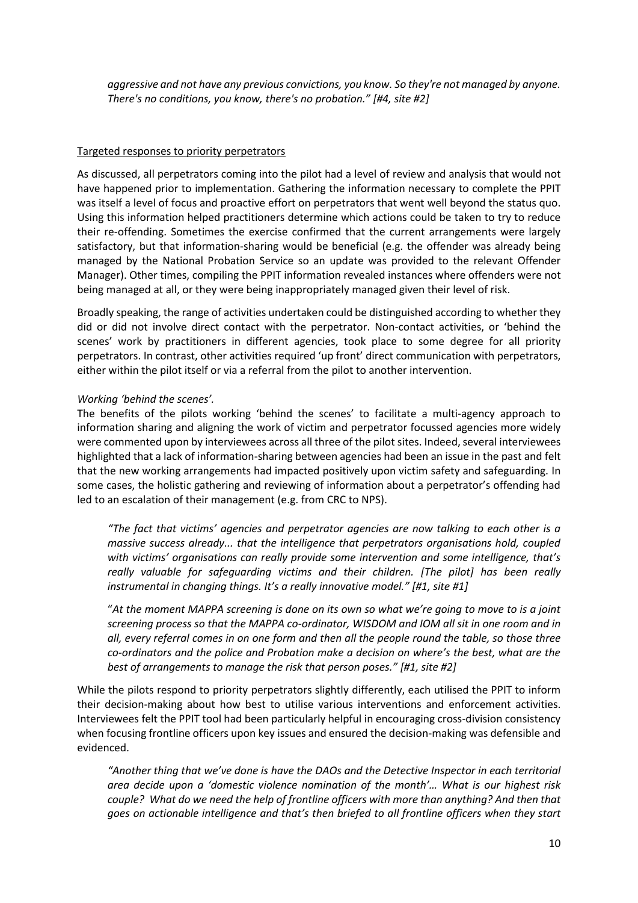*aggressive and not have any previous convictions, you know. So they're not managed by anyone. There's no conditions, you know, there's no probation." [#4, site #2]*

Targeted responses to priority perpetrators

As discussed, all perpetrators coming into the pilot had a level of review and analysis that would not have happened prior to implementation. Gathering the information necessary to complete the PPIT was itself a level of focus and proactive effort on perpetrators that went well beyond the status quo. Using this information helped practitioners determine which actions could be taken to try to reduce their re-offending. Sometimes the exercise confirmed that the current arrangements were largely satisfactory, but that information-sharing would be beneficial (e.g. the offender was already being managed by the National Probation Service so an update was provided to the relevant Offender Manager). Other times, compiling the PPIT information revealed instances where offenders were not being managed at all, or they were being inappropriately managed given their level of risk.

Broadly speaking, the range of activities undertaken could be distinguished according to whether they did or did not involve direct contact with the perpetrator. Non-contact activities, or 'behind the scenes' work by practitioners in different agencies, took place to some degree for all priority perpetrators. In contrast, other activities required 'up front' direct communication with perpetrators, either within the pilot itself or via a referral from the pilot to another intervention.

*Working 'behind the scenes'.*

The benefits of the pilots working 'behind the scenes' to facilitate a multi-agency approach to information sharing and aligning the work of victim and perpetrator focussed agencies more widely were commented upon by interviewees across all three of the pilot sites. Indeed, several interviewees highlighted that a lack of information-sharing between agencies had been an issue in the past and felt that the new working arrangements had impacted positively upon victim safety and safeguarding. In some cases, the holistic gathering and reviewing of information about a perpetrator's offending had led to an escalation of their management (e.g. from CRC to NPS).

> *"The fact that victims' agencies and perpetrator agencies are now talking to each other is a massive success already... that the intelligence that perpetrators organisations hold, coupled with victims' organisations can really provide some intervention and some intelligence, that's really valuable for safeguarding victims and their children. [The pilot] has been really instrumental in changing things. It's a really innovative model." [#1, site #1]*

> *"At the moment MAPPA screening is done on its own so what we're going to move to is a joint screening process so that the MAPPA co-ordinator, WISDOM and IOM all sit in one room and in all, every referral comes in on one form and then all the people round the table, so those three co-ordinators and the police and Probation make a decision on where's the best, what are the best of arrangements to manage the risk that person poses." [#1, site #2]*

While the pilots respond to priority perpetrators slightly differently, each utilised the PPIT to inform their decision-making about how best to utilise various interventions and enforcement activities. Interviewees felt the PPIT tool had been particularly helpful in encouraging cross-division consistency when focusing frontline officers upon key issues and ensured the decision-making was defensible and evidenced.

> *"Another thing that we've done is have the DAOs and the Detective Inspector in each territorial area decide upon a 'domestic violence nomination of the month'… What is our highest risk couple? What do we need the help of frontline officers with more than anything? And then that goes on actionable intelligence and that's then briefed to all frontline officers when they start*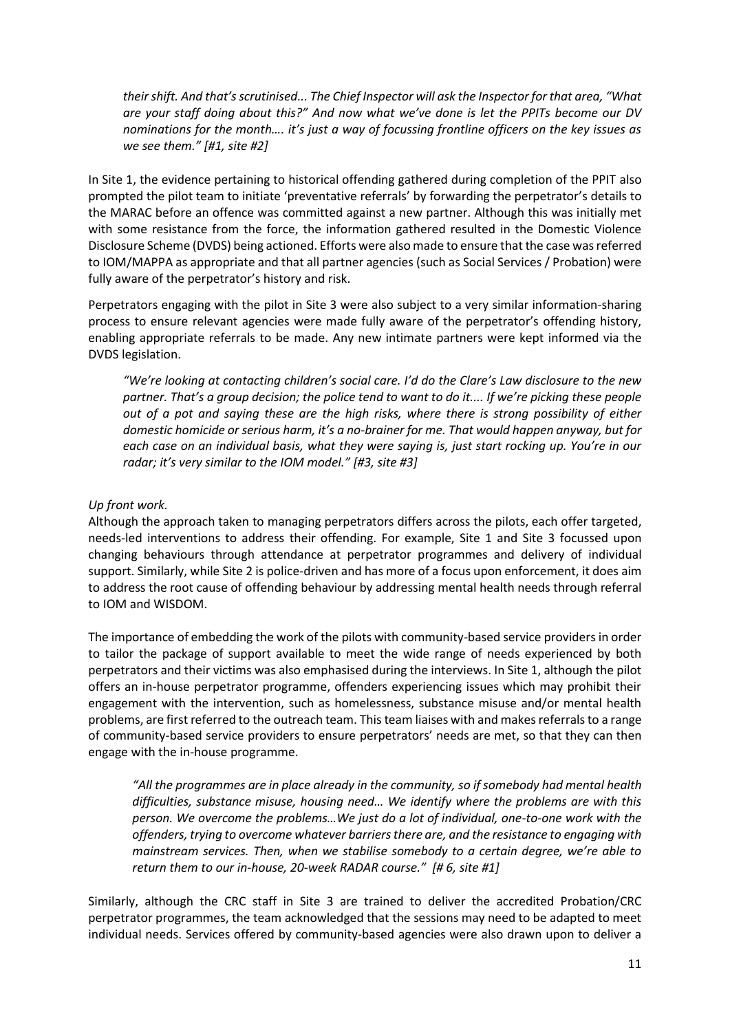*their shift. And that's scrutinised... The Chief Inspector will ask the Inspector for that area, "What are your staff doing about this?" And now what we've done is let the PPITs become our DV nominations for the month…. it's just a way of focussing frontline officers on the key issues as we see them." [#1, site #2]*

In Site 1, the evidence pertaining to historical offending gathered during completion of the PPIT also prompted the pilot team to initiate 'preventative referrals' by forwarding the perpetrator's details to the MARAC before an offence was committed against a new partner. Although this was initially met with some resistance from the force, the information gathered resulted in the Domestic Violence Disclosure Scheme (DVDS) being actioned. Efforts were also made to ensure that the case was referred to IOM/MAPPA as appropriate and that all partner agencies (such as Social Services / Probation) were fully aware of the perpetrator's history and risk.

Perpetrators engaging with the pilot in Site 3 were also subject to a very similar information-sharing process to ensure relevant agencies were made fully aware of the perpetrator's offending history, enabling appropriate referrals to be made. Any new intimate partners were kept informed via the DVDS legislation.

*"We're looking at contacting children's social care. I'd do the Clare's Law disclosure to the new partner. That's a group decision; the police tend to want to do it.... If we're picking these people out of a pot and saying these are the high risks, where there is strong possibility of either domestic homicide or serious harm, it's a no-brainer for me. That would happen anyway, but for each case on an individual basis, what they were saying is, just start rocking up. You're in our radar; it's very similar to the IOM model." [#3, site #3]*

*Up front work.*

Although the approach taken to managing perpetrators differs across the pilots, each offer targeted, needs-led interventions to address their offending. For example, Site 1 and Site 3 focussed upon changing behaviours through attendance at perpetrator programmes and delivery of individual support. Similarly, while Site 2 is police-driven and has more of a focus upon enforcement, it does aim to address the root cause of offending behaviour by addressing mental health needs through referral to IOM and WISDOM.

The importance of embedding the work of the pilots with community-based service providers in order to tailor the package of support available to meet the wide range of needs experienced by both perpetrators and their victims was also emphasised during the interviews. In Site 1, although the pilot offers an in-house perpetrator programme, offenders experiencing issues which may prohibit their engagement with the intervention, such as homelessness, substance misuse and/or mental health problems, are first referred to the outreach team. This team liaises with and makes referrals to a range of community-based service providers to ensure perpetrators' needs are met, so that they can then engage with the in-house programme.

*"All the programmes are in place already in the community, so if somebody had mental health difficulties, substance misuse, housing need… We identify where the problems are with this person. We overcome the problems…We just do a lot of individual, one-to-one work with the offenders, trying to overcome whatever barriers there are, and the resistance to engaging with mainstream services. Then, when we stabilise somebody to a certain degree, we're able to return them to our in-house, 20-week RADAR course." [# 6, site #1]*

Similarly, although the CRC staff in Site 3 are trained to deliver the accredited Probation/CRC perpetrator programmes, the team acknowledged that the sessions may need to be adapted to meet individual needs. Services offered by community-based agencies were also drawn upon to deliver a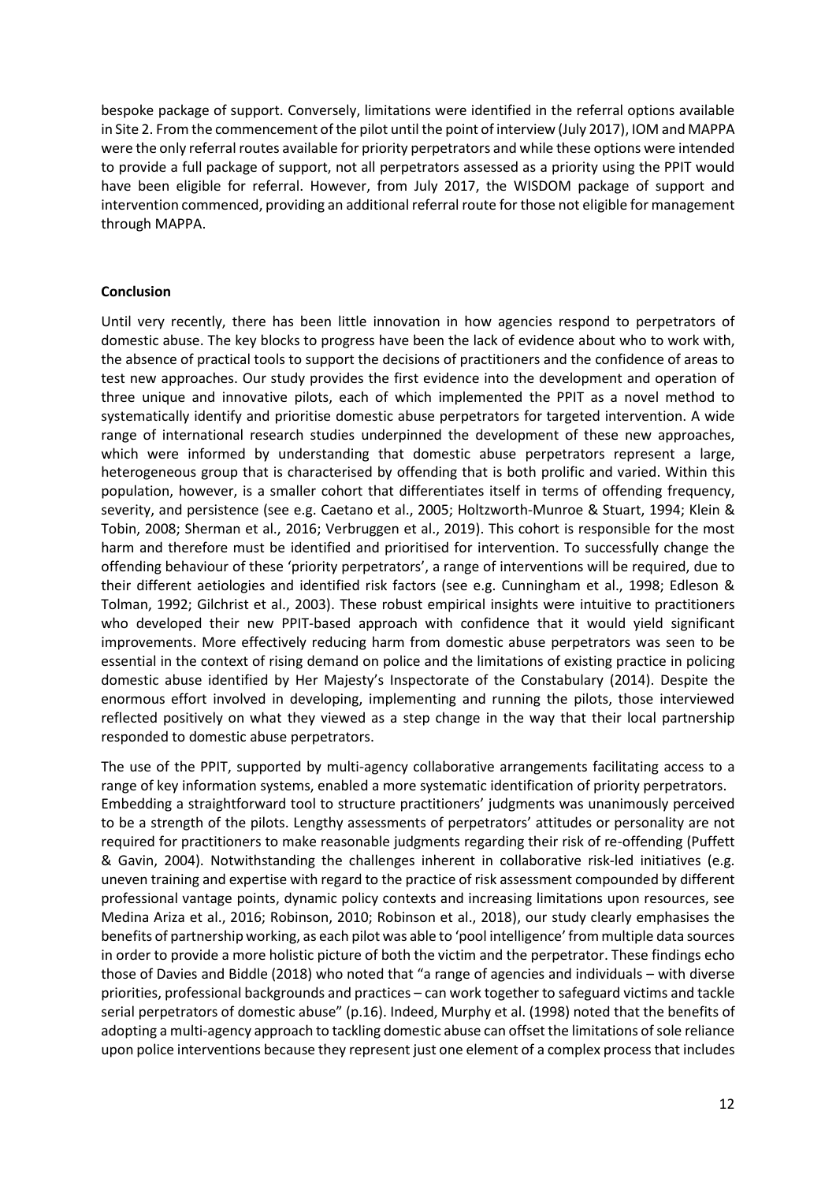bespoke package of support. Conversely, limitations were identified in the referral options available in Site 2. From the commencement of the pilot until the point of interview (July 2017), IOM and MAPPA were the only referral routes available for priority perpetrators and while these options were intended to provide a full package of support, not all perpetrators assessed as a priority using the PPIT would have been eligible for referral. However, from July 2017, the WISDOM package of support and intervention commenced, providing an additional referral route for those not eligible for management through MAPPA.

**Conclusion**

Until very recently, there has been little innovation in how agencies respond to perpetrators of domestic abuse. The key blocks to progress have been the lack of evidence about who to work with, the absence of practical tools to support the decisions of practitioners and the confidence of areas to test new approaches. Our study provides the first evidence into the development and operation of three unique and innovative pilots, each of which implemented the PPIT as a novel method to systematically identify and prioritise domestic abuse perpetrators for targeted intervention. A wide range of international research studies underpinned the development of these new approaches, which were informed by understanding that domestic abuse perpetrators represent a large, heterogeneous group that is characterised by offending that is both prolific and varied. Within this population, however, is a smaller cohort that differentiates itself in terms of offending frequency, severity, and persistence (see e.g. Caetano et al., 2005; Holtzworth-Munroe & Stuart, 1994; Klein & Tobin, 2008; Sherman et al., 2016; Verbruggen et al., 2019). This cohort is responsible for the most harm and therefore must be identified and prioritised for intervention. To successfully change the offending behaviour of these 'priority perpetrators', a range of interventions will be required, due to their different aetiologies and identified risk factors (see e.g. Cunningham et al., 1998; Edleson & Tolman, 1992; Gilchrist et al., 2003). These robust empirical insights were intuitive to practitioners who developed their new PPIT-based approach with confidence that it would yield significant improvements. More effectively reducing harm from domestic abuse perpetrators was seen to be essential in the context of rising demand on police and the limitations of existing practice in policing domestic abuse identified by Her Majesty's Inspectorate of the Constabulary (2014). Despite the enormous effort involved in developing, implementing and running the pilots, those interviewed reflected positively on what they viewed as a step change in the way that their local partnership responded to domestic abuse perpetrators.

The use of the PPIT, supported by multi-agency collaborative arrangements facilitating access to a range of key information systems, enabled a more systematic identification of priority perpetrators. Embedding a straightforward tool to structure practitioners' judgments was unanimously perceived to be a strength of the pilots. Lengthy assessments of perpetrators' attitudes or personality are not required for practitioners to make reasonable judgments regarding their risk of re-offending (Puffett & Gavin, 2004). Notwithstanding the challenges inherent in collaborative risk-led initiatives (e.g. uneven training and expertise with regard to the practice of risk assessment compounded by different professional vantage points, dynamic policy contexts and increasing limitations upon resources, see Medina Ariza et al., 2016; Robinson, 2010; Robinson et al., 2018), our study clearly emphasises the benefits of partnership working, as each pilot was able to 'pool intelligence' from multiple data sources in order to provide a more holistic picture of both the victim and the perpetrator. These findings echo those of Davies and Biddle (2018) who noted that "a range of agencies and individuals – with diverse priorities, professional backgrounds and practices – can work together to safeguard victims and tackle serial perpetrators of domestic abuse" (p.16). Indeed, Murphy et al. (1998) noted that the benefits of adopting a multi-agency approach to tackling domestic abuse can offset the limitations of sole reliance upon police interventions because they represent just one element of a complex process that includes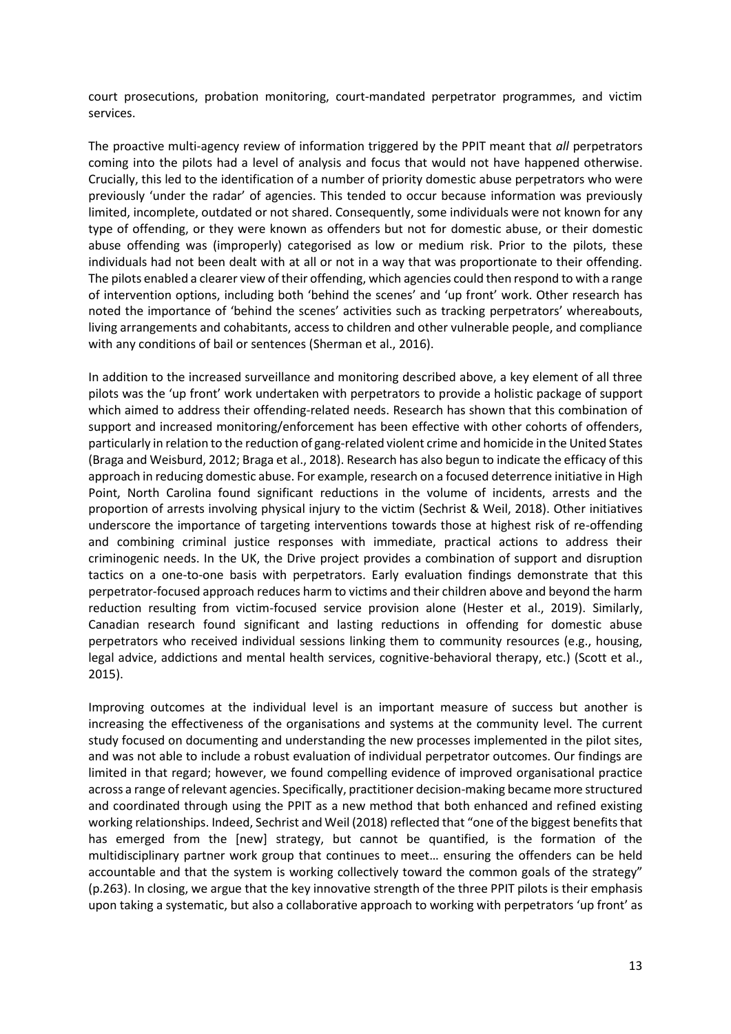court prosecutions, probation monitoring, court-mandated perpetrator programmes, and victim services.

The proactive multi-agency review of information triggered by the PPIT meant that *all* perpetrators coming into the pilots had a level of analysis and focus that would not have happened otherwise. Crucially, this led to the identification of a number of priority domestic abuse perpetrators who were previously 'under the radar' of agencies. This tended to occur because information was previously limited, incomplete, outdated or not shared. Consequently, some individuals were not known for any type of offending, or they were known as offenders but not for domestic abuse, or their domestic abuse offending was (improperly) categorised as low or medium risk. Prior to the pilots, these individuals had not been dealt with at all or not in a way that was proportionate to their offending. The pilots enabled a clearer view of their offending, which agencies could then respond to with a range of intervention options, including both 'behind the scenes' and 'up front' work. Other research has noted the importance of 'behind the scenes' activities such as tracking perpetrators' whereabouts, living arrangements and cohabitants, access to children and other vulnerable people, and compliance with any conditions of bail or sentences (Sherman et al., 2016).

In addition to the increased surveillance and monitoring described above, a key element of all three pilots was the 'up front' work undertaken with perpetrators to provide a holistic package of support which aimed to address their offending-related needs. Research has shown that this combination of support and increased monitoring/enforcement has been effective with other cohorts of offenders, particularly in relation to the reduction of gang-related violent crime and homicide in the United States (Braga and Weisburd, 2012; Braga et al., 2018). Research has also begun to indicate the efficacy of this approach in reducing domestic abuse. For example, research on a focused deterrence initiative in High Point, North Carolina found significant reductions in the volume of incidents, arrests and the proportion of arrests involving physical injury to the victim (Sechrist & Weil, 2018). Other initiatives underscore the importance of targeting interventions towards those at highest risk of re-offending and combining criminal justice responses with immediate, practical actions to address their criminogenic needs. In the UK, the Drive project provides a combination of support and disruption tactics on a one-to-one basis with perpetrators. Early evaluation findings demonstrate that this perpetrator-focused approach reduces harm to victims and their children above and beyond the harm reduction resulting from victim-focused service provision alone (Hester et al., 2019). Similarly, Canadian research found significant and lasting reductions in offending for domestic abuse perpetrators who received individual sessions linking them to community resources (e.g., housing, legal advice, addictions and mental health services, cognitive-behavioral therapy, etc.) (Scott et al., 2015).

Improving outcomes at the individual level is an important measure of success but another is increasing the effectiveness of the organisations and systems at the community level. The current study focused on documenting and understanding the new processes implemented in the pilot sites, and was not able to include a robust evaluation of individual perpetrator outcomes. Our findings are limited in that regard; however, we found compelling evidence of improved organisational practice across a range of relevant agencies. Specifically, practitioner decision-making became more structured and coordinated through using the PPIT as a new method that both enhanced and refined existing working relationships. Indeed, Sechrist and Weil (2018) reflected that "one of the biggest benefits that has emerged from the [new] strategy, but cannot be quantified, is the formation of the multidisciplinary partner work group that continues to meet… ensuring the offenders can be held accountable and that the system is working collectively toward the common goals of the strategy" (p.263). In closing, we argue that the key innovative strength of the three PPIT pilots is their emphasis upon taking a systematic, but also a collaborative approach to working with perpetrators 'up front' as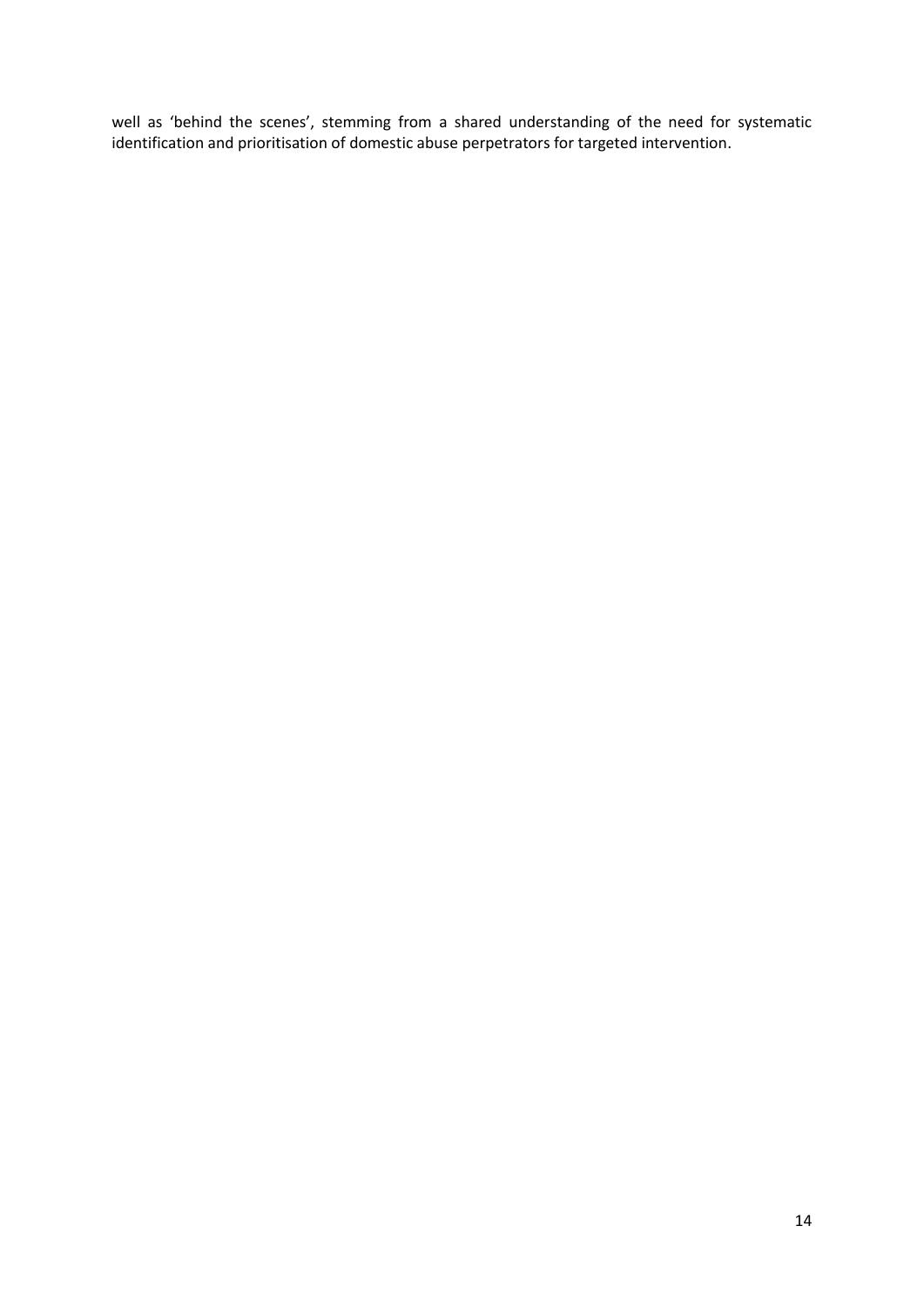well as 'behind the scenes', stemming from a shared understanding of the need for systematic identification and prioritisation of domestic abuse perpetrators for targeted intervention.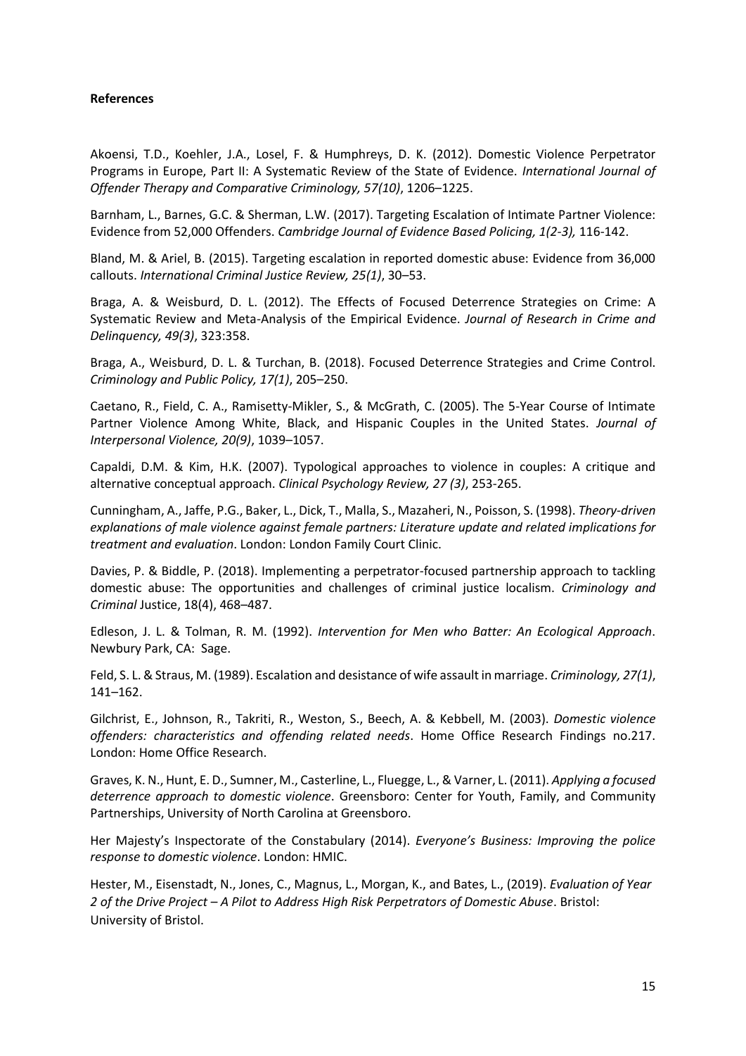**References**

Akoensi, T.D., Koehler, J.A., Losel, F. & Humphreys, D. K. (2012). Domestic Violence Perpetrator Programs in Europe, Part II: A Systematic Review of the State of Evidence. *International Journal of Offender Therapy and Comparative Criminology, 57(10)*, 1206–1225.

Barnham, L., Barnes, G.C. & Sherman, L.W. (2017). Targeting Escalation of Intimate Partner Violence: Evidence from 52,000 Offenders. *Cambridge Journal of Evidence Based Policing, 1(2-3),* 116-142.

Bland, M. & Ariel, B. (2015). Targeting escalation in reported domestic abuse: Evidence from 36,000 callouts. *International Criminal Justice Review, 25(1)*, 30–53.

Braga, A. & Weisburd, D. L. (2012). The Effects of Focused Deterrence Strategies on Crime: A Systematic Review and Meta-Analysis of the Empirical Evidence. *Journal of Research in Crime and Delinquency, 49(3)*, 323:358.

Braga, A., Weisburd, D. L. & Turchan, B. (2018). Focused Deterrence Strategies and Crime Control. *Criminology and Public Policy, 17(1)*, 205–250.

Caetano, R., Field, C. A., Ramisetty-Mikler, S., & McGrath, C. (2005). The 5-Year Course of Intimate Partner Violence Among White, Black, and Hispanic Couples in the United States. *Journal of Interpersonal Violence, 20(9)*, 1039–1057.

Capaldi, D.M. & Kim, H.K. (2007). Typological approaches to violence in couples: A critique and alternative conceptual approach. *Clinical Psychology Review, 27 (3)*, 253-265.

Cunningham, A., Jaffe, P.G., Baker, L., Dick, T., Malla, S., Mazaheri, N., Poisson, S. (1998). *Theory-driven explanations of male violence against female partners: Literature update and related implications for treatment and evaluation*. London: London Family Court Clinic.

Davies, P. & Biddle, P. (2018). Implementing a perpetrator-focused partnership approach to tackling domestic abuse: The opportunities and challenges of criminal justice localism. *Criminology and Criminal* Justice, 18(4), 468–487.

Edleson, J. L. & Tolman, R. M. (1992). *Intervention for Men who Batter: An Ecological Approach*. Newbury Park, CA: Sage.

Feld, S. L. & Straus, M. (1989). Escalation and desistance of wife assault in marriage. *Criminology, 27(1)*, 141–162.

Gilchrist, E., Johnson, R., Takriti, R., Weston, S., Beech, A. & Kebbell, M. (2003). *Domestic violence offenders: characteristics and offending related needs*. Home Office Research Findings no.217. London: Home Office Research.

Graves, K. N., Hunt, E. D., Sumner, M., Casterline, L., Fluegge, L., & Varner, L. (2011). *Applying a focused deterrence approach to domestic violence*. Greensboro: Center for Youth, Family, and Community Partnerships, University of North Carolina at Greensboro.

Her Majesty's Inspectorate of the Constabulary (2014). *Everyone's Business: Improving the police response to domestic violence*. London: HMIC.

Hester, M., Eisenstadt, N., Jones, C., Magnus, L., Morgan, K., and Bates, L., (2019). *Evaluation of Year 2 of the Drive Project – A Pilot to Address High Risk Perpetrators of Domestic Abuse*. Bristol: University of Bristol.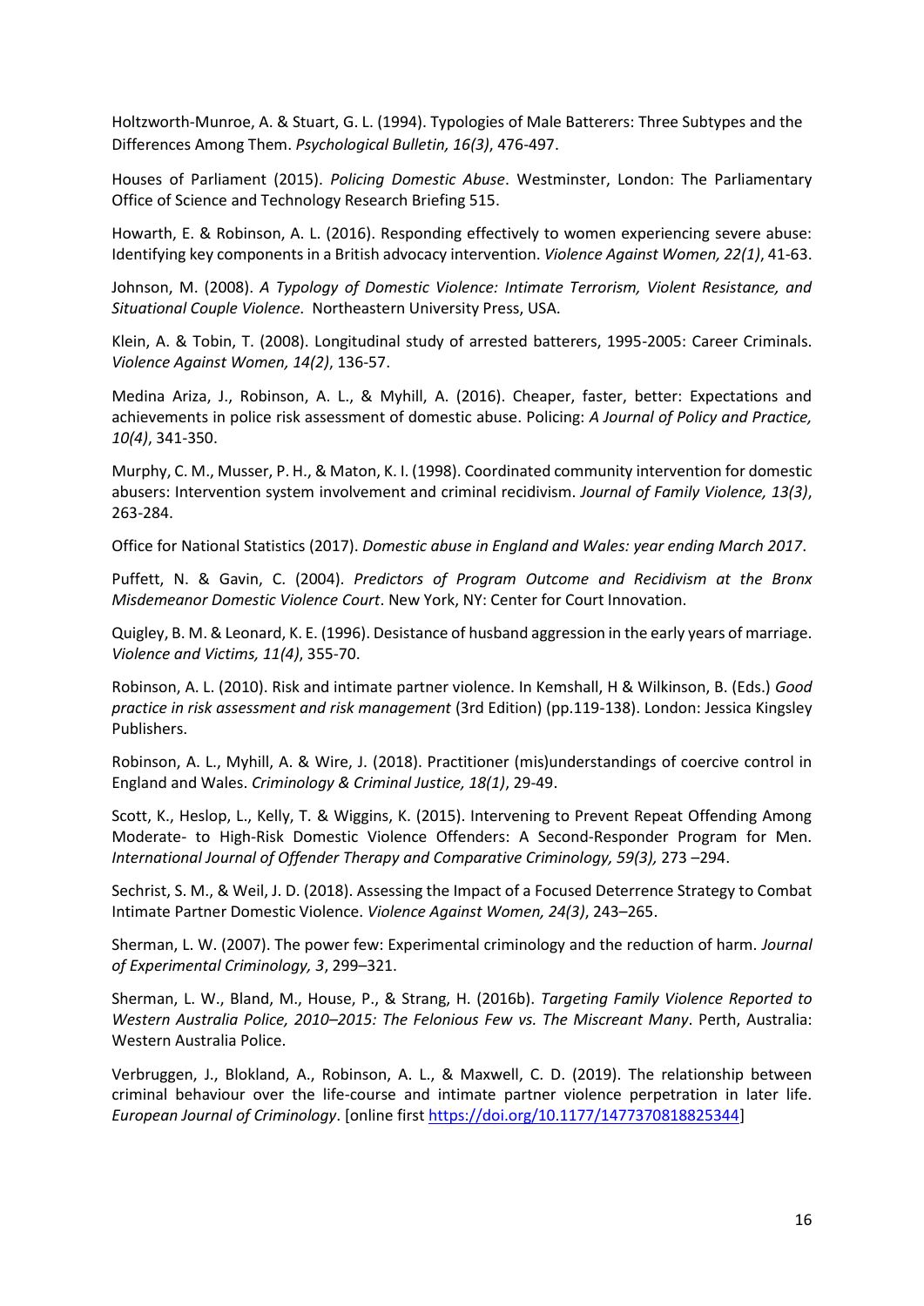Holtzworth-Munroe, A. & Stuart, G. L. (1994). Typologies of Male Batterers: Three Subtypes and the Differences Among Them. *Psychological Bulletin, 16(3)*, 476-497.

Houses of Parliament (2015). *Policing Domestic Abuse*. Westminster, London: The Parliamentary Office of Science and Technology Research Briefing 515.

Howarth, E. & Robinson, A. L. (2016). Responding effectively to women experiencing severe abuse: Identifying key components in a British advocacy intervention. *Violence Against Women, 22(1)*, 41-63.

Johnson, M. (2008). *A Typology of Domestic Violence: Intimate Terrorism, Violent Resistance, and Situational Couple Violence*. Northeastern University Press, USA.

Klein, A. & Tobin, T. (2008). Longitudinal study of arrested batterers, 1995-2005: Career Criminals. *Violence Against Women, 14(2)*, 136-57.

Medina Ariza, J., Robinson, A. L., & Myhill, A. (2016). Cheaper, faster, better: Expectations and achievements in police risk assessment of domestic abuse. Policing: *A Journal of Policy and Practice, 10(4)*, 341-350.

Murphy, C. M., Musser, P. H., & Maton, K. I. (1998). Coordinated community intervention for domestic abusers: Intervention system involvement and criminal recidivism. *Journal of Family Violence, 13(3)*, 263-284.

Office for National Statistics (2017). *Domestic abuse in England and Wales: year ending March 2017*.

Puffett, N. & Gavin, C. (2004). *Predictors of Program Outcome and Recidivism at the Bronx Misdemeanor Domestic Violence Court*. New York, NY: Center for Court Innovation.

Quigley, B. M. & Leonard, K. E. (1996). Desistance of husband aggression in the early years of marriage. *Violence and Victims, 11(4)*, 355-70.

Robinson, A. L. (2010). Risk and intimate partner violence. In Kemshall, H & Wilkinson, B. (Eds.) *Good practice in risk assessment and risk management* (3rd Edition) (pp.119-138). London: Jessica Kingsley Publishers.

Robinson, A. L., Myhill, A. & Wire, J. (2018). Practitioner (mis)understandings of coercive control in England and Wales. *Criminology & Criminal Justice, 18(1)*, 29-49.

Scott, K., Heslop, L., Kelly, T. & Wiggins, K. (2015). Intervening to Prevent Repeat Offending Among Moderate- to High-Risk Domestic Violence Offenders: A Second-Responder Program for Men. *International Journal of Offender Therapy and Comparative Criminology, 59(3),* 273 –294.

Sechrist, S. M., & Weil, J. D. (2018). Assessing the Impact of a Focused Deterrence Strategy to Combat Intimate Partner Domestic Violence. *Violence Against Women, 24(3)*, 243–265.

Sherman, L. W. (2007). The power few: Experimental criminology and the reduction of harm. *Journal of Experimental Criminology, 3*, 299–321.

Sherman, L. W., Bland, M., House, P., & Strang, H. (2016b). *Targeting Family Violence Reported to Western Australia Police, 2010–2015: The Felonious Few vs. The Miscreant Many*. Perth, Australia: Western Australia Police.

Verbruggen, J., Blokland, A., Robinson, A. L., & Maxwell, C. D. (2019). The relationship between criminal behaviour over the life-course and intimate partner violence perpetration in later life. *European Journal of Criminology*. [online first https://doi.org/10.1177/1477370818825344]